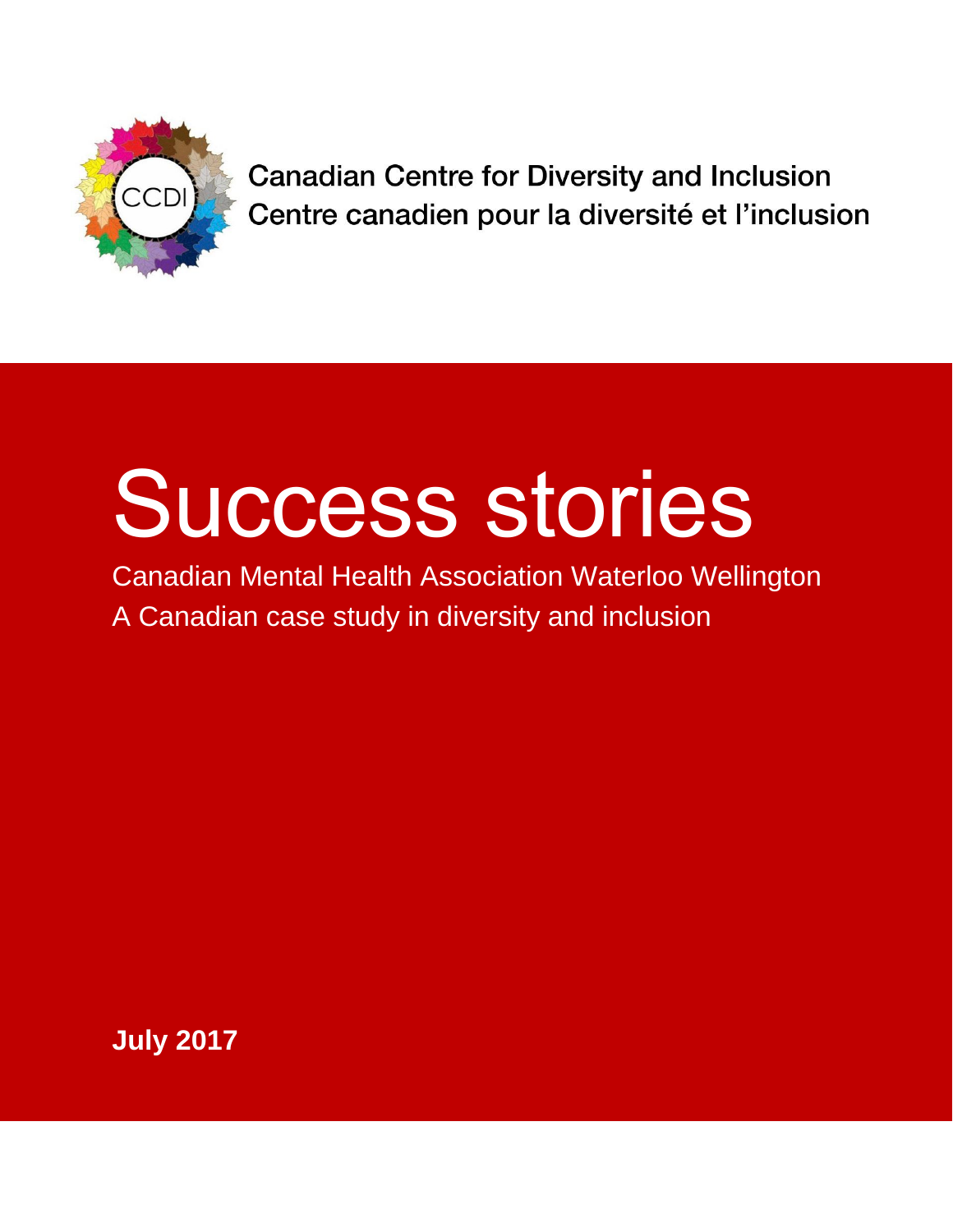CCDI

Canadian Centre for Diversity and Inclusion
Centre canadien pour la diversité et l'inclusion

# Success stories

Canadian Mental Health Association Waterloo Wellington
A Canadian case study in diversity and inclusion

**July 2017**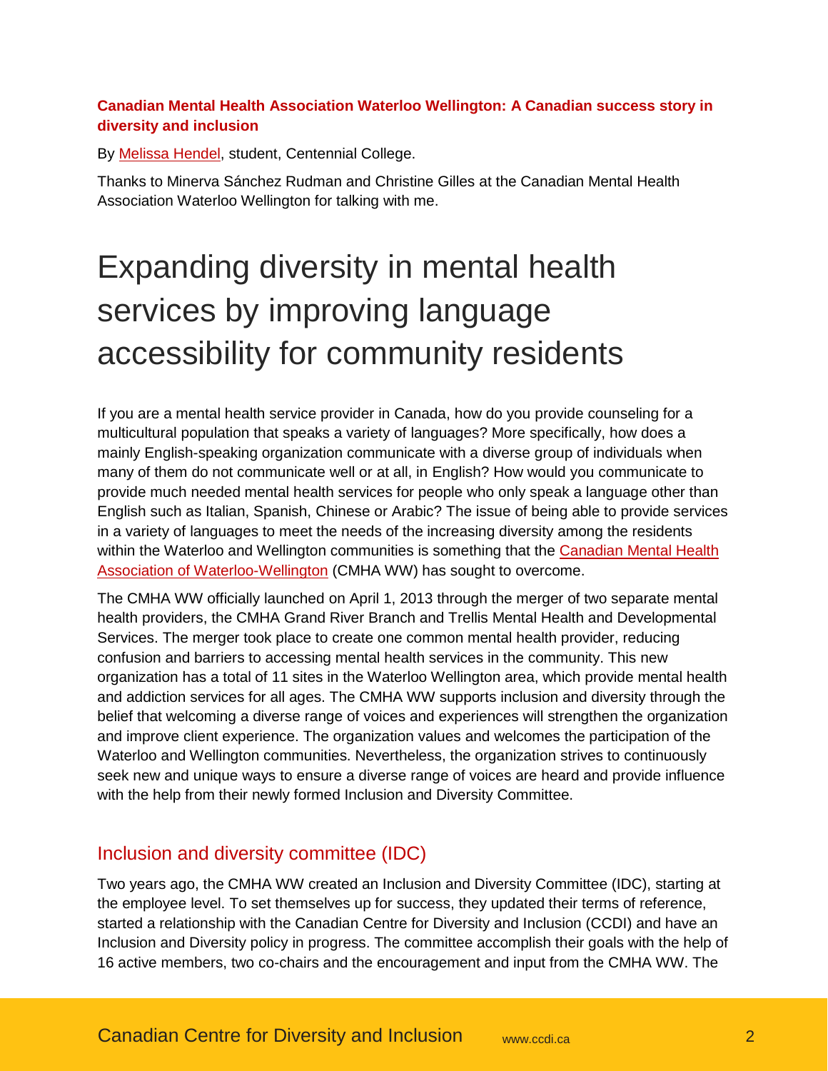**Canadian Mental Health Association Waterloo Wellington: A Canadian success story in diversity and inclusion**

By Melissa Hendel, student, Centennial College.

Thanks to Minerva Sánchez Rudman and Christine Gilles at the Canadian Mental Health Association Waterloo Wellington for talking with me.

# Expanding diversity in mental health services by improving language accessibility for community residents

If you are a mental health service provider in Canada, how do you provide counseling for a multicultural population that speaks a variety of languages? More specifically, how does a mainly English-speaking organization communicate with a diverse group of individuals when many of them do not communicate well or at all, in English? How would you communicate to provide much needed mental health services for people who only speak a language other than English such as Italian, Spanish, Chinese or Arabic? The issue of being able to provide services in a variety of languages to meet the needs of the increasing diversity among the residents within the Waterloo and Wellington communities is something that the Canadian Mental Health Association of Waterloo-Wellington (CMHA WW) has sought to overcome.

The CMHA WW officially launched on April 1, 2013 through the merger of two separate mental health providers, the CMHA Grand River Branch and Trellis Mental Health and Developmental Services. The merger took place to create one common mental health provider, reducing confusion and barriers to accessing mental health services in the community. This new organization has a total of 11 sites in the Waterloo Wellington area, which provide mental health and addiction services for all ages. The CMHA WW supports inclusion and diversity through the belief that welcoming a diverse range of voices and experiences will strengthen the organization and improve client experience. The organization values and welcomes the participation of the Waterloo and Wellington communities. Nevertheless, the organization strives to continuously seek new and unique ways to ensure a diverse range of voices are heard and provide influence with the help from their newly formed Inclusion and Diversity Committee.

## Inclusion and diversity committee (IDC)

Two years ago, the CMHA WW created an Inclusion and Diversity Committee (IDC), starting at the employee level. To set themselves up for success, they updated their terms of reference, started a relationship with the Canadian Centre for Diversity and Inclusion (CCDI) and have an Inclusion and Diversity policy in progress. The committee accomplish their goals with the help of 16 active members, two co-chairs and the encouragement and input from the CMHA WW. The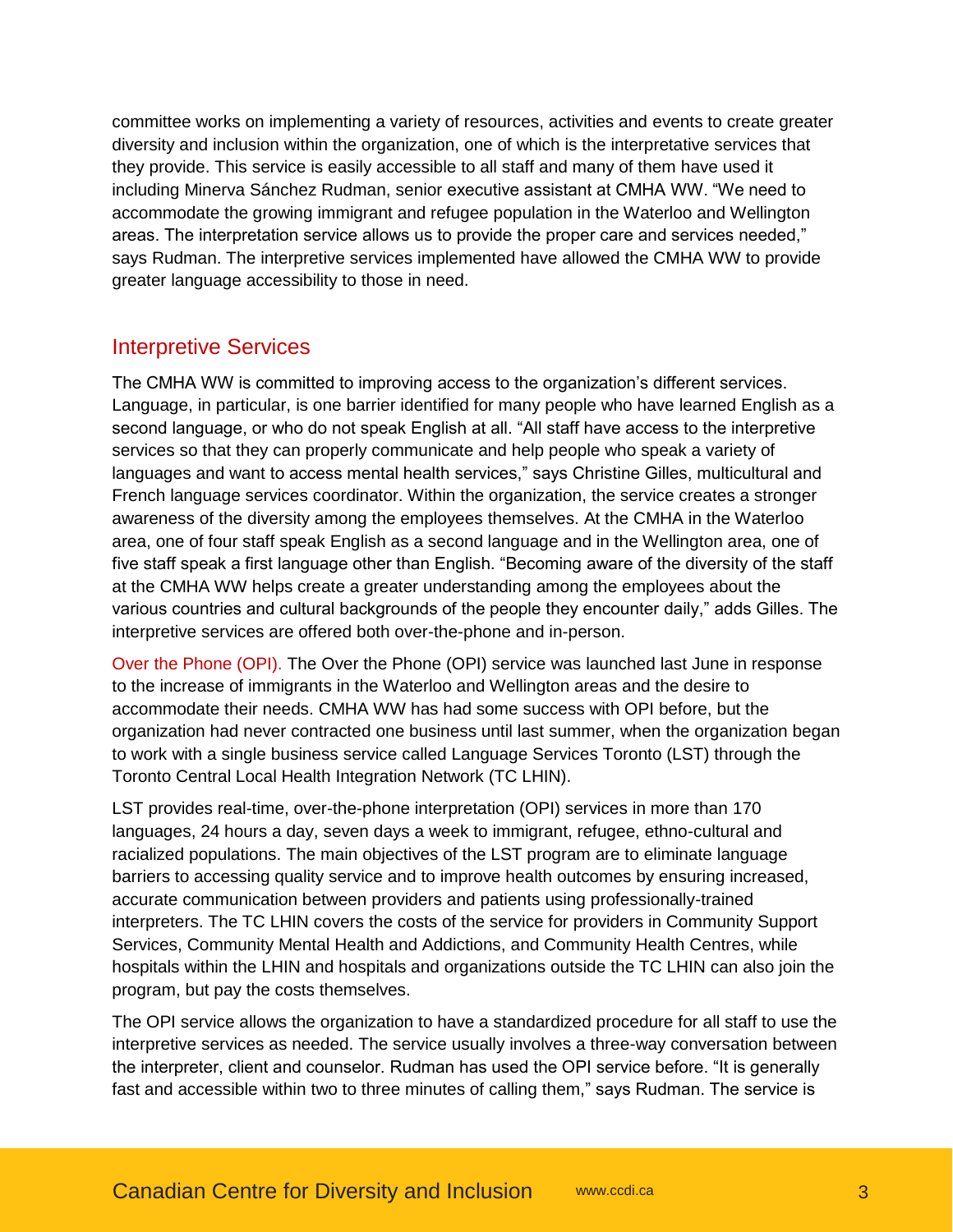committee works on implementing a variety of resources, activities and events to create greater diversity and inclusion within the organization, one of which is the interpretative services that they provide. This service is easily accessible to all staff and many of them have used it including Minerva Sánchez Rudman, senior executive assistant at CMHA WW. “We need to accommodate the growing immigrant and refugee population in the Waterloo and Wellington areas. The interpretation service allows us to provide the proper care and services needed,” says Rudman. The interpretive services implemented have allowed the CMHA WW to provide greater language accessibility to those in need.

## Interpretive Services

The CMHA WW is committed to improving access to the organization’s different services. Language, in particular, is one barrier identified for many people who have learned English as a second language, or who do not speak English at all. “All staff have access to the interpretive services so that they can properly communicate and help people who speak a variety of languages and want to access mental health services,” says Christine Gilles, multicultural and French language services coordinator. Within the organization, the service creates a stronger awareness of the diversity among the employees themselves. At the CMHA in the Waterloo area, one of four staff speak English as a second language and in the Wellington area, one of five staff speak a first language other than English. “Becoming aware of the diversity of the staff at the CMHA WW helps create a greater understanding among the employees about the various countries and cultural backgrounds of the people they encounter daily,” adds Gilles. The interpretive services are offered both over-the-phone and in-person.

**Over the Phone (OPI).** The Over the Phone (OPI) service was launched last June in response to the increase of immigrants in the Waterloo and Wellington areas and the desire to accommodate their needs. CMHA WW has had some success with OPI before, but the organization had never contracted one business until last summer, when the organization began to work with a single business service called Language Services Toronto (LST) through the Toronto Central Local Health Integration Network (TC LHIN).

LST provides real-time, over-the-phone interpretation (OPI) services in more than 170 languages, 24 hours a day, seven days a week to immigrant, refugee, ethno-cultural and racialized populations. The main objectives of the LST program are to eliminate language barriers to accessing quality service and to improve health outcomes by ensuring increased, accurate communication between providers and patients using professionally-trained interpreters. The TC LHIN covers the costs of the service for providers in Community Support Services, Community Mental Health and Addictions, and Community Health Centres, while hospitals within the LHIN and hospitals and organizations outside the TC LHIN can also join the program, but pay the costs themselves.

The OPI service allows the organization to have a standardized procedure for all staff to use the interpretive services as needed. The service usually involves a three-way conversation between the interpreter, client and counselor. Rudman has used the OPI service before. “It is generally fast and accessible within two to three minutes of calling them,” says Rudman. The service is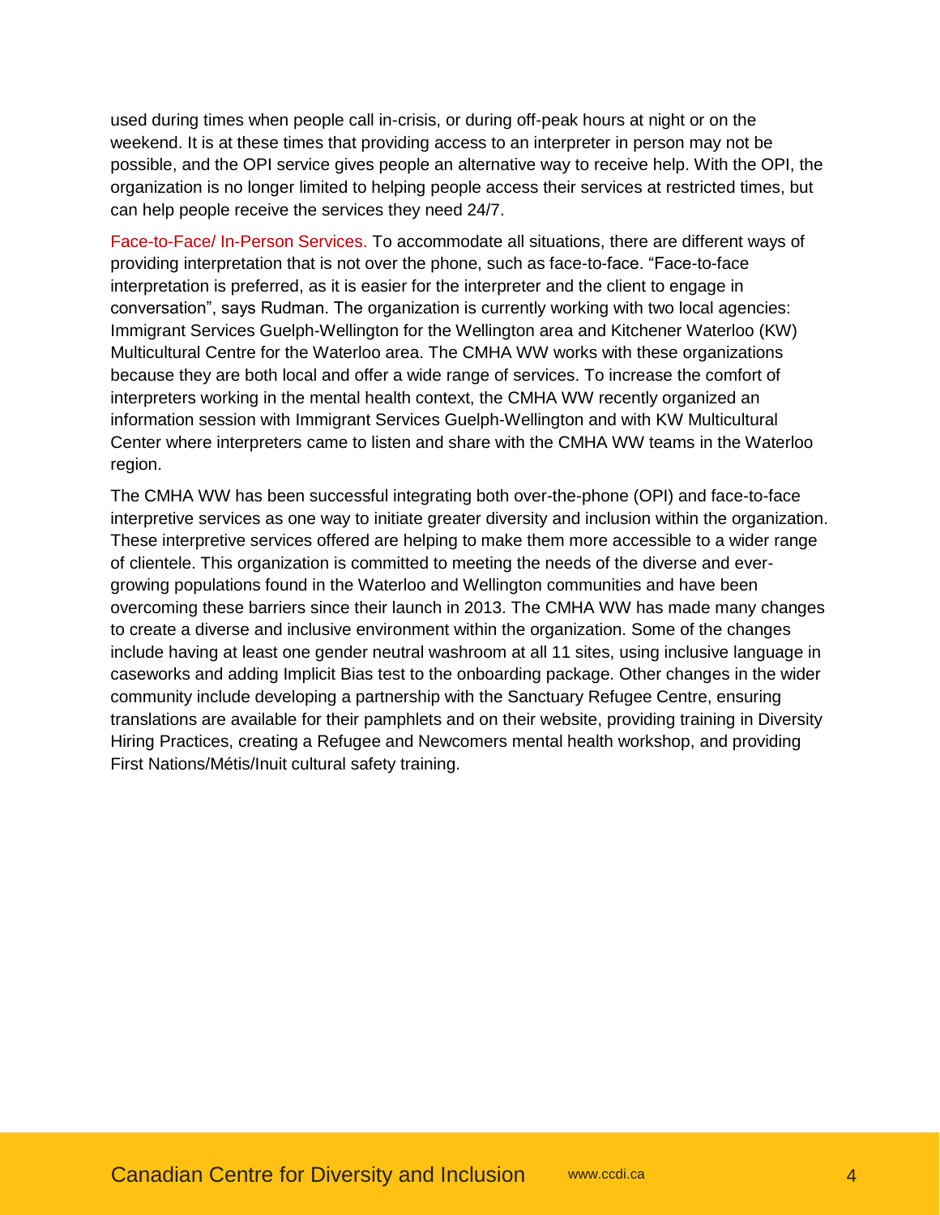used during times when people call in-crisis, or during off-peak hours at night or on the weekend. It is at these times that providing access to an interpreter in person may not be possible, and the OPI service gives people an alternative way to receive help. With the OPI, the organization is no longer limited to helping people access their services at restricted times, but can help people receive the services they need 24/7.

**Face-to-Face/ In-Person Services.** To accommodate all situations, there are different ways of providing interpretation that is not over the phone, such as face-to-face. “Face-to-face interpretation is preferred, as it is easier for the interpreter and the client to engage in conversation”, says Rudman. The organization is currently working with two local agencies: Immigrant Services Guelph-Wellington for the Wellington area and Kitchener Waterloo (KW) Multicultural Centre for the Waterloo area. The CMHA WW works with these organizations because they are both local and offer a wide range of services. To increase the comfort of interpreters working in the mental health context, the CMHA WW recently organized an information session with Immigrant Services Guelph-Wellington and with KW Multicultural Center where interpreters came to listen and share with the CMHA WW teams in the Waterloo region.

The CMHA WW has been successful integrating both over-the-phone (OPI) and face-to-face interpretive services as one way to initiate greater diversity and inclusion within the organization. These interpretive services offered are helping to make them more accessible to a wider range of clientele. This organization is committed to meeting the needs of the diverse and ever-growing populations found in the Waterloo and Wellington communities and have been overcoming these barriers since their launch in 2013. The CMHA WW has made many changes to create a diverse and inclusive environment within the organization. Some of the changes include having at least one gender neutral washroom at all 11 sites, using inclusive language in caseworks and adding Implicit Bias test to the onboarding package. Other changes in the wider community include developing a partnership with the Sanctuary Refugee Centre, ensuring translations are available for their pamphlets and on their website, providing training in Diversity Hiring Practices, creating a Refugee and Newcomers mental health workshop, and providing First Nations/Métis/Inuit cultural safety training.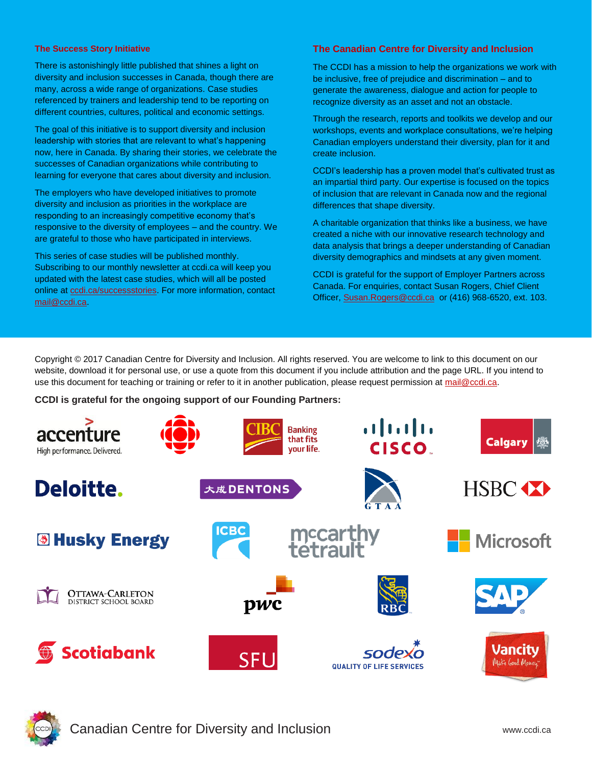## The Success Story Initiative

There is astonishingly little published that shines a light on diversity and inclusion successes in Canada, though there are many, across a wide range of organizations. Case studies referenced by trainers and leadership tend to be reporting on different countries, cultures, political and economic settings.

The goal of this initiative is to support diversity and inclusion leadership with stories that are relevant to what's happening now, here in Canada. By sharing their stories, we celebrate the successes of Canadian organizations while contributing to learning for everyone that cares about diversity and inclusion.

The employers who have developed initiatives to promote diversity and inclusion as priorities in the workplace are responding to an increasingly competitive economy that's responsive to the diversity of employees – and the country. We are grateful to those who have participated in interviews.

This series of case studies will be published monthly. Subscribing to our monthly newsletter at ccdi.ca will keep you updated with the latest case studies, which will all be posted online at ccdi.ca/successstories. For more information, contact mail@ccdi.ca.

## The Canadian Centre for Diversity and Inclusion

The CCDI has a mission to help the organizations we work with be inclusive, free of prejudice and discrimination – and to generate the awareness, dialogue and action for people to recognize diversity as an asset and not an obstacle.

Through the research, reports and toolkits we develop and our workshops, events and workplace consultations, we're helping Canadian employers understand their diversity, plan for it and create inclusion.

CCDI's leadership has a proven model that's cultivated trust as an impartial third party. Our expertise is focused on the topics of inclusion that are relevant in Canada now and the regional differences that shape diversity.

A charitable organization that thinks like a business, we have created a niche with our innovative research technology and data analysis that brings a deeper understanding of Canadian diversity demographics and mindsets at any given moment.

CCDI is grateful for the support of Employer Partners across Canada. For enquiries, contact Susan Rogers, Chief Client Officer, Susan.Rogers@ccdi.ca or (416) 968-6520, ext. 103.

Copyright © 2017 Canadian Centre for Diversity and Inclusion. All rights reserved. You are welcome to link to this document on our website, download it for personal use, or use a quote from this document if you include attribution and the page URL. If you intend to use this document for teaching or training or refer to it in another publication, please request permission at mail@ccdi.ca.

**CCDI is grateful for the ongoing support of our Founding Partners:**

Canadian Centre for Diversity and Inclusion

www.ccdi.ca